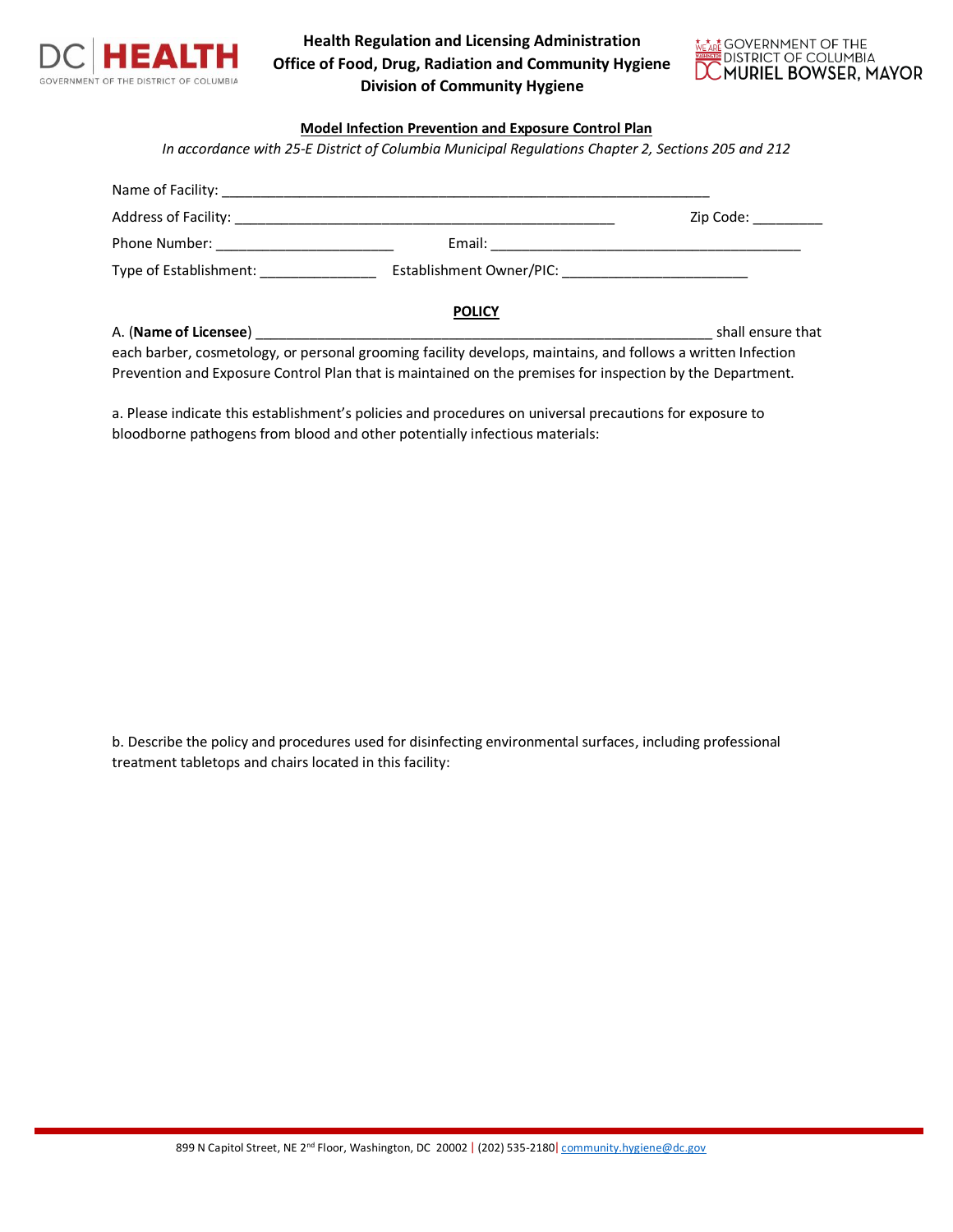Health Regulation and Licensing Administration
Office of Food, Drug, Radiation and Community Hygiene
Division of Community Hygiene

## Model Infection Prevention and Exposure Control Plan

*In accordance with 25-E District of Columbia Municipal Regulations Chapter 2, Sections 205 and 212*

Name of Facility: ___________________________________________________________________

Address of Facility: _____________________________________________________ Zip Code: _________

Phone Number: _______________________ Email: ________________________________________

Type of Establishment: _______________ Establishment Owner/PIC: ________________________

### POLICY

A. (**Name of Licensee**) ___________________________________________________________ shall ensure that each barber, cosmetology, or personal grooming facility develops, maintains, and follows a written Infection Prevention and Exposure Control Plan that is maintained on the premises for inspection by the Department.

a. Please indicate this establishment's policies and procedures on universal precautions for exposure to bloodborne pathogens from blood and other potentially infectious materials:

b. Describe the policy and procedures used for disinfecting environmental surfaces, including professional treatment tabletops and chairs located in this facility: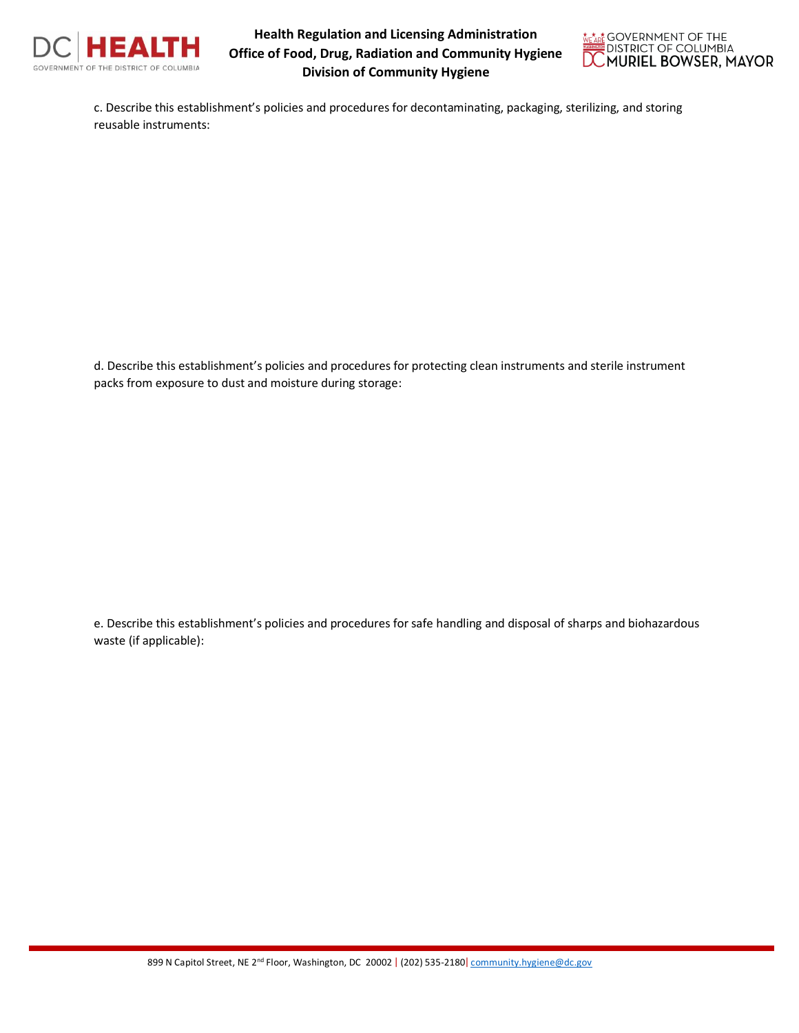c. Describe this establishment's policies and procedures for decontaminating, packaging, sterilizing, and storing reusable instruments:

d. Describe this establishment's policies and procedures for protecting clean instruments and sterile instrument packs from exposure to dust and moisture during storage:

e. Describe this establishment's policies and procedures for safe handling and disposal of sharps and biohazardous waste (if applicable):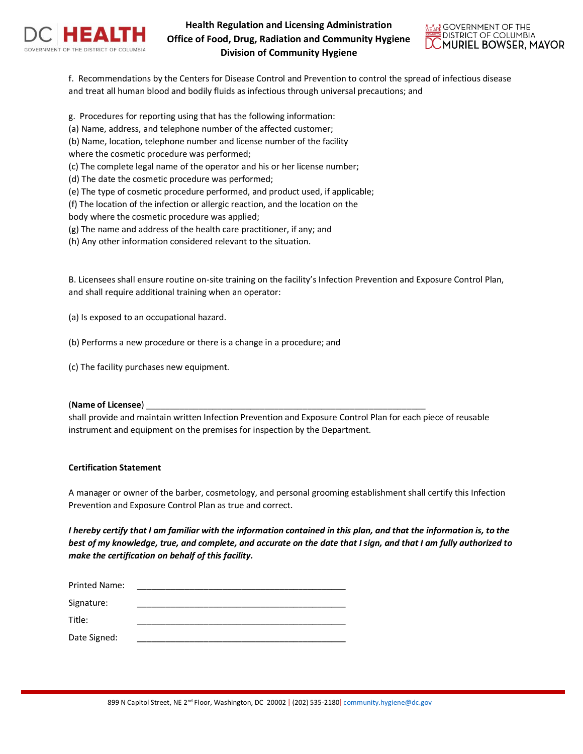f. Recommendations by the Centers for Disease Control and Prevention to control the spread of infectious disease and treat all human blood and bodily fluids as infectious through universal precautions; and

g. Procedures for reporting using that has the following information:
(a) Name, address, and telephone number of the affected customer;
(b) Name, location, telephone number and license number of the facility where the cosmetic procedure was performed;
(c) The complete legal name of the operator and his or her license number;
(d) The date the cosmetic procedure was performed;
(e) The type of cosmetic procedure performed, and product used, if applicable;
(f) The location of the infection or allergic reaction, and the location on the body where the cosmetic procedure was applied;
(g) The name and address of the health care practitioner, if any; and
(h) Any other information considered relevant to the situation.

B. Licensees shall ensure routine on-site training on the facility's Infection Prevention and Exposure Control Plan, and shall require additional training when an operator:

(a) Is exposed to an occupational hazard.

(b) Performs a new procedure or there is a change in a procedure; and

(c) The facility purchases new equipment.

(**Name of Licensee**) ____________________________________________________________
shall provide and maintain written Infection Prevention and Exposure Control Plan for each piece of reusable instrument and equipment on the premises for inspection by the Department.

**Certification Statement**

A manager or owner of the barber, cosmetology, and personal grooming establishment shall certify this Infection Prevention and Exposure Control Plan as true and correct.

***I hereby certify that I am familiar with the information contained in this plan, and that the information is, to the best of my knowledge, true, and complete, and accurate on the date that I sign, and that I am fully authorized to make the certification on behalf of this facility.***

Printed Name: _____________________________________________

Signature: _____________________________________________

Title: _____________________________________________

Date Signed: _____________________________________________